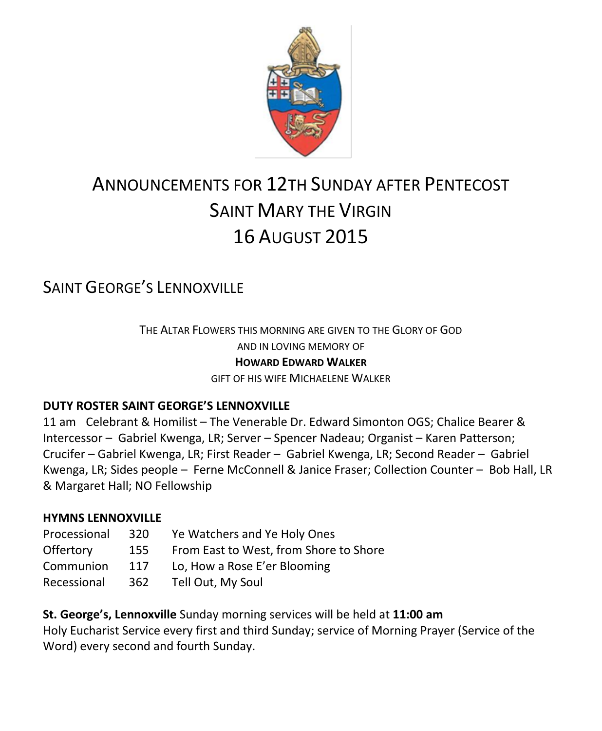# ANNOUNCEMENTS FOR 12TH SUNDAY AFTER PENTECOST
# SAINT MARY THE VIRGIN
# 16 AUGUST 2015

## SAINT GEORGE'S LENNOXVILLE

THE ALTAR FLOWERS THIS MORNING ARE GIVEN TO THE GLORY OF GOD
AND IN LOVING MEMORY OF
**HOWARD EDWARD WALKER**
GIFT OF HIS WIFE MICHAELENE WALKER

**DUTY ROSTER SAINT GEORGE'S LENNOXVILLE**

11 am Celebrant & Homilist – The Venerable Dr. Edward Simonton OGS; Chalice Bearer & Intercessor – Gabriel Kwenga, LR; Server – Spencer Nadeau; Organist – Karen Patterson; Crucifer – Gabriel Kwenga, LR; First Reader – Gabriel Kwenga, LR; Second Reader – Gabriel Kwenga, LR; Sides people – Ferne McConnell & Janice Fraser; Collection Counter – Bob Hall, LR & Margaret Hall; NO Fellowship

**HYMNS LENNOXVILLE**

| | | |
|---|---|---|
| Processional | 320 | Ye Watchers and Ye Holy Ones |
| Offertory | 155 | From East to West, from Shore to Shore |
| Communion | 117 | Lo, How a Rose E'er Blooming |
| Recessional | 362 | Tell Out, My Soul |

**St. George's, Lennoxville** Sunday morning services will be held at **11:00 am**
Holy Eucharist Service every first and third Sunday; service of Morning Prayer (Service of the Word) every second and fourth Sunday.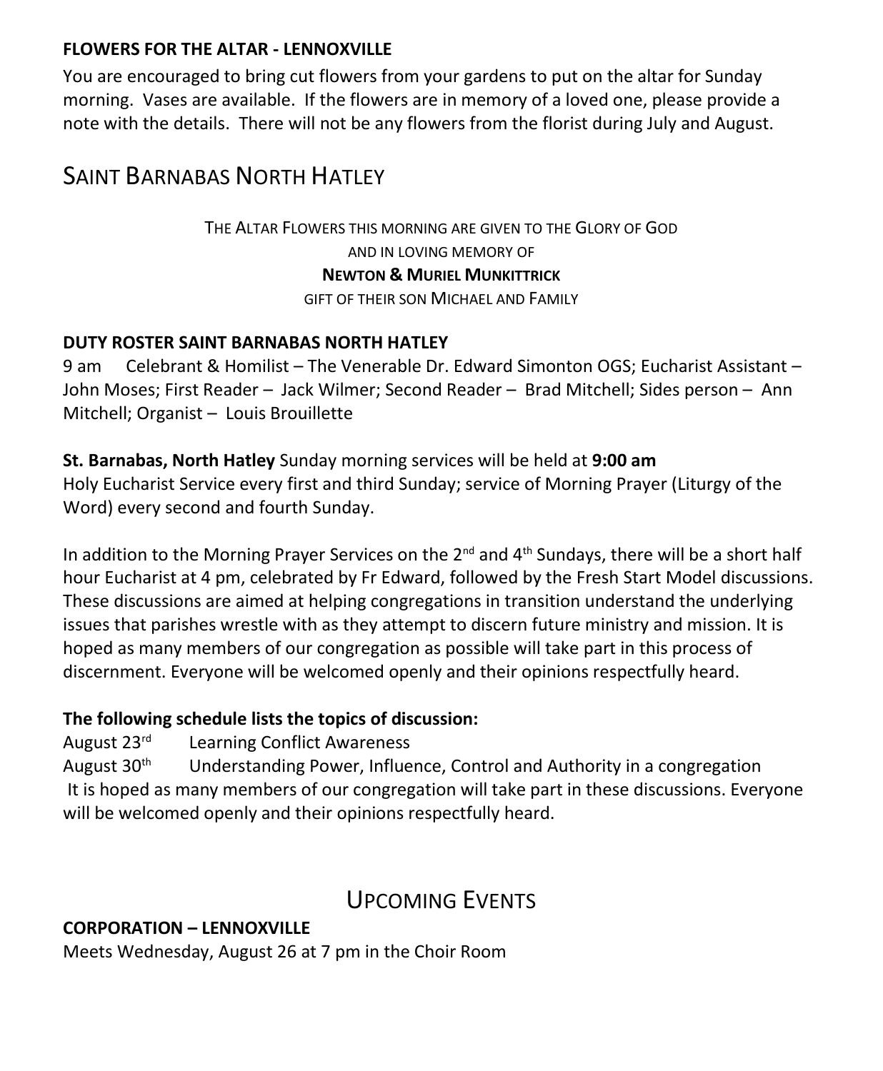**FLOWERS FOR THE ALTAR - LENNOXVILLE**

You are encouraged to bring cut flowers from your gardens to put on the altar for Sunday morning. Vases are available. If the flowers are in memory of a loved one, please provide a note with the details. There will not be any flowers from the florist during July and August.

## SAINT BARNABAS NORTH HATLEY

THE ALTAR FLOWERS THIS MORNING ARE GIVEN TO THE GLORY OF GOD
AND IN LOVING MEMORY OF
**NEWTON & MURIEL MUNKITTRICK**
GIFT OF THEIR SON MICHAEL AND FAMILY

**DUTY ROSTER SAINT BARNABAS NORTH HATLEY**

9 am Celebrant & Homilist – The Venerable Dr. Edward Simonton OGS; Eucharist Assistant – John Moses; First Reader – Jack Wilmer; Second Reader – Brad Mitchell; Sides person – Ann Mitchell; Organist – Louis Brouillette

**St. Barnabas, North Hatley** Sunday morning services will be held at **9:00 am**
Holy Eucharist Service every first and third Sunday; service of Morning Prayer (Liturgy of the Word) every second and fourth Sunday.

In addition to the Morning Prayer Services on the 2nd and 4th Sundays, there will be a short half hour Eucharist at 4 pm, celebrated by Fr Edward, followed by the Fresh Start Model discussions. These discussions are aimed at helping congregations in transition understand the underlying issues that parishes wrestle with as they attempt to discern future ministry and mission. It is hoped as many members of our congregation as possible will take part in this process of discernment. Everyone will be welcomed openly and their opinions respectfully heard.

**The following schedule lists the topics of discussion:**

August 23rd Learning Conflict Awareness
August 30th Understanding Power, Influence, Control and Authority in a congregation
It is hoped as many members of our congregation will take part in these discussions. Everyone will be welcomed openly and their opinions respectfully heard.

## UPCOMING EVENTS

**CORPORATION – LENNOXVILLE**

Meets Wednesday, August 26 at 7 pm in the Choir Room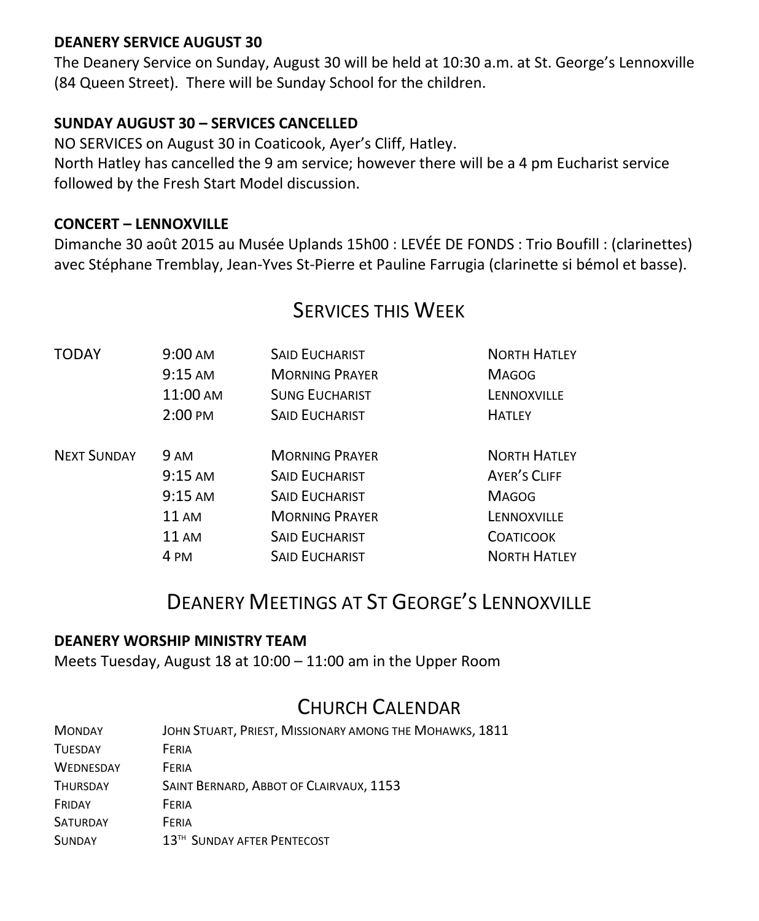**DEANERY SERVICE AUGUST 30**

The Deanery Service on Sunday, August 30 will be held at 10:30 a.m. at St. George's Lennoxville (84 Queen Street). There will be Sunday School for the children.

**SUNDAY AUGUST 30 – SERVICES CANCELLED**

NO SERVICES on August 30 in Coaticook, Ayer's Cliff, Hatley.
North Hatley has cancelled the 9 am service; however there will be a 4 pm Eucharist service followed by the Fresh Start Model discussion.

**CONCERT – LENNOXVILLE**

Dimanche 30 août 2015 au Musée Uplands 15h00 : LEVÉE DE FONDS : Trio Boufill : (clarinettes) avec Stéphane Tremblay, Jean-Yves St-Pierre et Pauline Farrugia (clarinette si bémol et basse).

## Services this Week

| | | | |
|---|---|---|---|
| TODAY | 9:00 AM | SAID EUCHARIST | NORTH HATLEY |
| | 9:15 AM | MORNING PRAYER | MAGOG |
| | 11:00 AM | SUNG EUCHARIST | LENNOXVILLE |
| | 2:00 PM | SAID EUCHARIST | HATLEY |
| NEXT SUNDAY | 9 AM | MORNING PRAYER | NORTH HATLEY |
| | 9:15 AM | SAID EUCHARIST | AYER'S CLIFF |
| | 9:15 AM | SAID EUCHARIST | MAGOG |
| | 11 AM | MORNING PRAYER | LENNOXVILLE |
| | 11 AM | SAID EUCHARIST | COATICOOK |
| | 4 PM | SAID EUCHARIST | NORTH HATLEY |

## Deanery Meetings at St George's Lennoxville

**DEANERY WORSHIP MINISTRY TEAM**

Meets Tuesday, August 18 at 10:00 – 11:00 am in the Upper Room

## Church Calendar

| | |
|---|---|
| MONDAY | JOHN STUART, PRIEST, MISSIONARY AMONG THE MOHAWKS, 1811 |
| TUESDAY | FERIA |
| WEDNESDAY | FERIA |
| THURSDAY | SAINT BERNARD, ABBOT OF CLAIRVAUX, 1153 |
| FRIDAY | FERIA |
| SATURDAY | FERIA |
| SUNDAY | 13TH SUNDAY AFTER PENTECOST |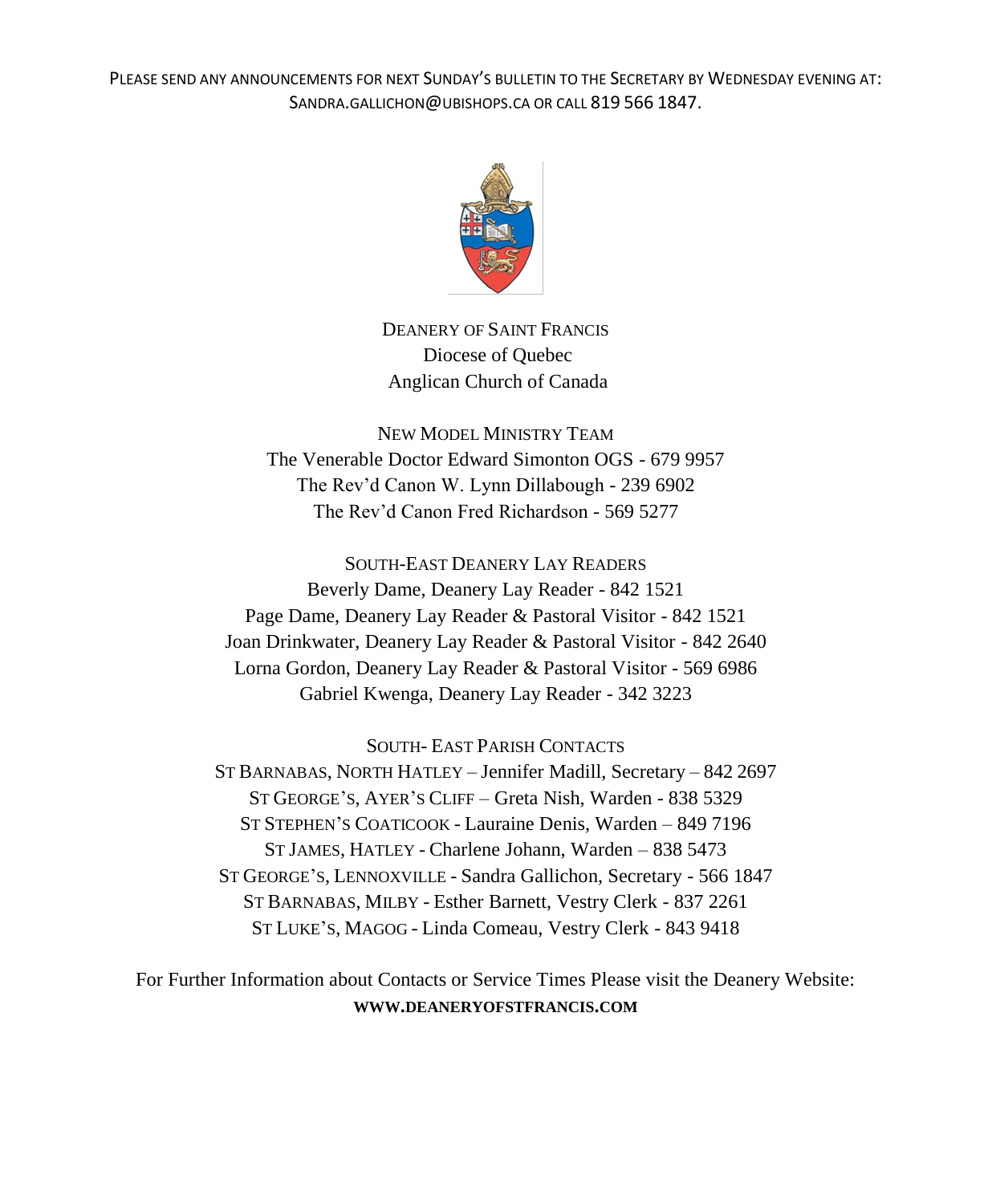PLEASE SEND ANY ANNOUNCEMENTS FOR NEXT SUNDAY'S BULLETIN TO THE SECRETARY BY WEDNESDAY EVENING AT: SANDRA.GALLICHON@UBISHOPS.CA OR CALL 819 566 1847.

DEANERY OF SAINT FRANCIS
Diocese of Quebec
Anglican Church of Canada

NEW MODEL MINISTRY TEAM
The Venerable Doctor Edward Simonton OGS - 679 9957
The Rev'd Canon W. Lynn Dillabough - 239 6902
The Rev'd Canon Fred Richardson - 569 5277

SOUTH-EAST DEANERY LAY READERS
Beverly Dame, Deanery Lay Reader - 842 1521
Page Dame, Deanery Lay Reader & Pastoral Visitor - 842 1521
Joan Drinkwater, Deanery Lay Reader & Pastoral Visitor - 842 2640
Lorna Gordon, Deanery Lay Reader & Pastoral Visitor - 569 6986
Gabriel Kwenga, Deanery Lay Reader - 342 3223

SOUTH- EAST PARISH CONTACTS
ST BARNABAS, NORTH HATLEY – Jennifer Madill, Secretary – 842 2697
ST GEORGE'S, AYER'S CLIFF – Greta Nish, Warden - 838 5329
ST STEPHEN'S COATICOOK - Lauraine Denis, Warden – 849 7196
ST JAMES, HATLEY - Charlene Johann, Warden – 838 5473
ST GEORGE'S, LENNOXVILLE - Sandra Gallichon, Secretary - 566 1847
ST BARNABAS, MILBY - Esther Barnett, Vestry Clerk - 837 2261
ST LUKE'S, MAGOG - Linda Comeau, Vestry Clerk - 843 9418

For Further Information about Contacts or Service Times Please visit the Deanery Website:
**WWW.DEANERYOFSTFRANCIS.COM**